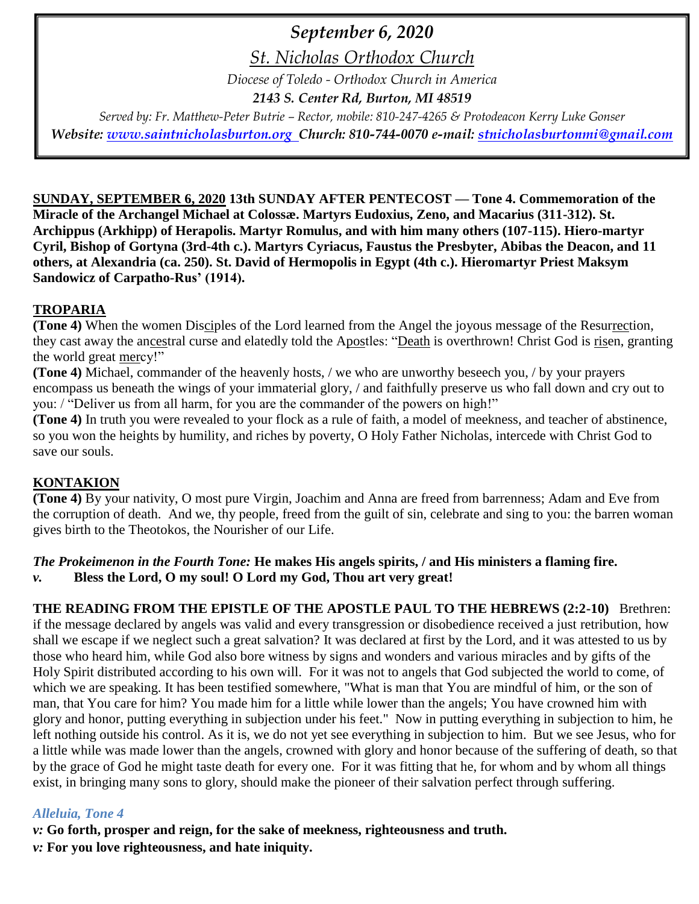# *September 6, 2020*

## *St. Nicholas Orthodox Church*

*Diocese of Toledo - Orthodox Church in America*

***2143 S. Center Rd, Burton, MI 48519***

*Served by: Fr. Matthew-Peter Butrie – Rector, mobile: 810-247-4265 & Protodeacon Kerry Luke Gonser*

***Website: www.saintnicholasburton.org Church: 810-744-0070 e-mail: stnicholasburtonmi@gmail.com***

**SUNDAY, SEPTEMBER 6, 2020 13th SUNDAY AFTER PENTECOST — Tone 4. Commemoration of the Miracle of the Archangel Michael at Colossæ. Martyrs Eudoxius, Zeno, and Macarius (311-312). St. Archippus (Arkhipp) of Herapolis. Martyr Romulus, and with him many others (107-115). Hiero-martyr Cyril, Bishop of Gortyna (3rd-4th c.). Martyrs Cyriacus, Faustus the Presbyter, Abibas the Deacon, and 11 others, at Alexandria (ca. 250). St. David of Hermopolis in Egypt (4th c.). Hieromartyr Priest Maksym Sandowicz of Carpatho-Rus' (1914).**

**TROPARIA**

**(Tone 4)** When the women Disciples of the Lord learned from the Angel the joyous message of the Resurrection, they cast away the ancestral curse and elatedly told the Apostles: "Death is overthrown! Christ God is risen, granting the world great mercy!"

**(Tone 4)** Michael, commander of the heavenly hosts, / we who are unworthy beseech you, / by your prayers encompass us beneath the wings of your immaterial glory, / and faithfully preserve us who fall down and cry out to you: / "Deliver us from all harm, for you are the commander of the powers on high!"

**(Tone 4)** In truth you were revealed to your flock as a rule of faith, a model of meekness, and teacher of abstinence, so you won the heights by humility, and riches by poverty, O Holy Father Nicholas, intercede with Christ God to save our souls.

**KONTAKION**

**(Tone 4)** By your nativity, O most pure Virgin, Joachim and Anna are freed from barrenness; Adam and Eve from the corruption of death. And we, thy people, freed from the guilt of sin, celebrate and sing to you: the barren woman gives birth to the Theotokos, the Nourisher of our Life.

***The Prokeimenon in the Fourth Tone:*** **He makes His angels spirits, / and His ministers a flaming fire.**

***v.*** **Bless the Lord, O my soul! O Lord my God, Thou art very great!**

**THE READING FROM THE EPISTLE OF THE APOSTLE PAUL TO THE HEBREWS (2:2-10)** Brethren: if the message declared by angels was valid and every transgression or disobedience received a just retribution, how shall we escape if we neglect such a great salvation? It was declared at first by the Lord, and it was attested to us by those who heard him, while God also bore witness by signs and wonders and various miracles and by gifts of the Holy Spirit distributed according to his own will. For it was not to angels that God subjected the world to come, of which we are speaking. It has been testified somewhere, "What is man that You are mindful of him, or the son of man, that You care for him? You made him for a little while lower than the angels; You have crowned him with glory and honor, putting everything in subjection under his feet." Now in putting everything in subjection to him, he left nothing outside his control. As it is, we do not yet see everything in subjection to him. But we see Jesus, who for a little while was made lower than the angels, crowned with glory and honor because of the suffering of death, so that by the grace of God he might taste death for every one. For it was fitting that he, for whom and by whom all things exist, in bringing many sons to glory, should make the pioneer of their salvation perfect through suffering.

***Alleluia, Tone 4***

***v:*** **Go forth, prosper and reign, for the sake of meekness, righteousness and truth.**

***v:*** **For you love righteousness, and hate iniquity.**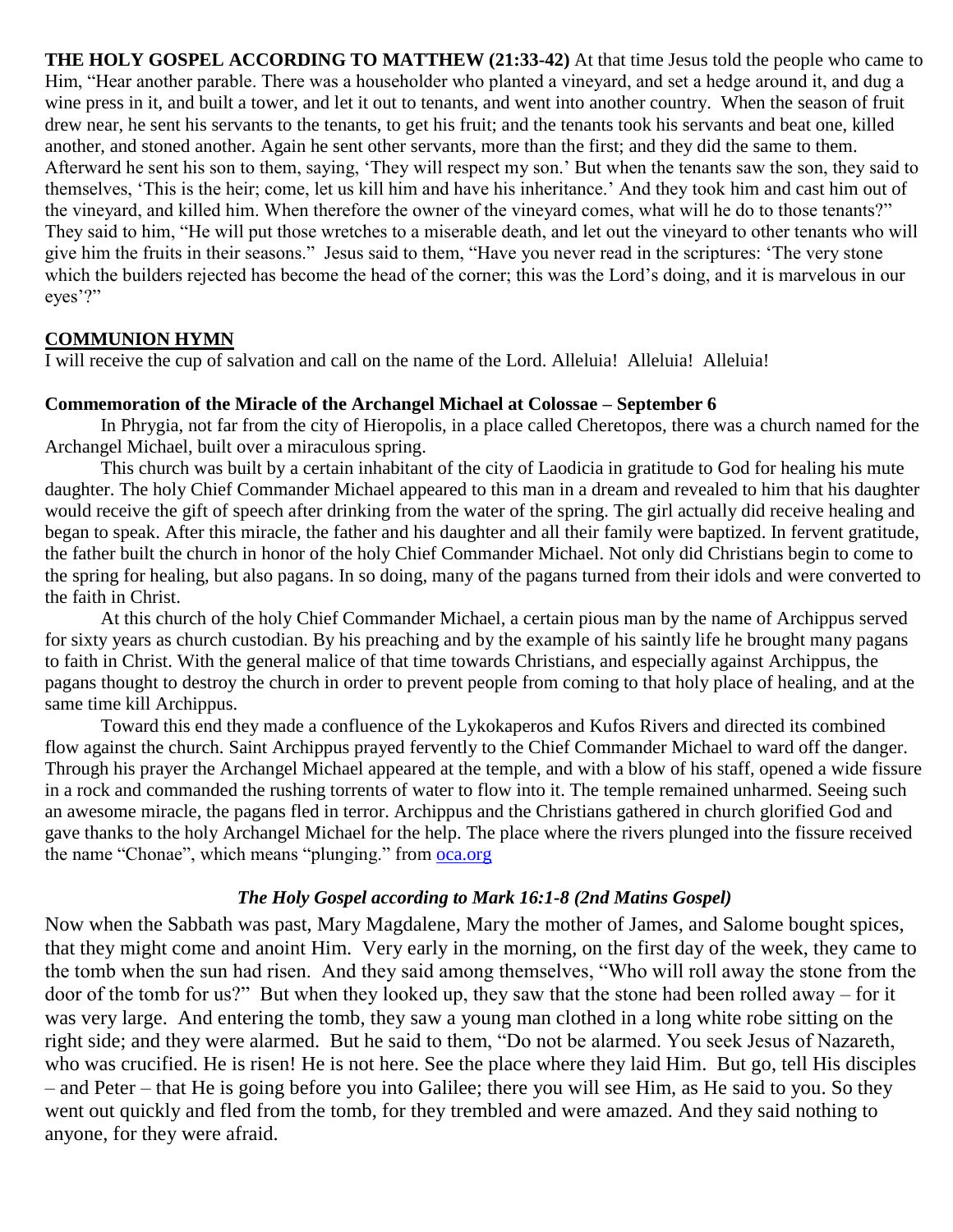**THE HOLY GOSPEL ACCORDING TO MATTHEW (21:33-42)** At that time Jesus told the people who came to Him, "Hear another parable. There was a householder who planted a vineyard, and set a hedge around it, and dug a wine press in it, and built a tower, and let it out to tenants, and went into another country. When the season of fruit drew near, he sent his servants to the tenants, to get his fruit; and the tenants took his servants and beat one, killed another, and stoned another. Again he sent other servants, more than the first; and they did the same to them. Afterward he sent his son to them, saying, 'They will respect my son.' But when the tenants saw the son, they said to themselves, 'This is the heir; come, let us kill him and have his inheritance.' And they took him and cast him out of the vineyard, and killed him. When therefore the owner of the vineyard comes, what will he do to those tenants?" They said to him, "He will put those wretches to a miserable death, and let out the vineyard to other tenants who will give him the fruits in their seasons." Jesus said to them, "Have you never read in the scriptures: 'The very stone which the builders rejected has become the head of the corner; this was the Lord's doing, and it is marvelous in our eyes'?"

**COMMUNION HYMN**

I will receive the cup of salvation and call on the name of the Lord. Alleluia! Alleluia! Alleluia!

**Commemoration of the Miracle of the Archangel Michael at Colossae – September 6**

In Phrygia, not far from the city of Hieropolis, in a place called Cheretopos, there was a church named for the Archangel Michael, built over a miraculous spring.

This church was built by a certain inhabitant of the city of Laodicia in gratitude to God for healing his mute daughter. The holy Chief Commander Michael appeared to this man in a dream and revealed to him that his daughter would receive the gift of speech after drinking from the water of the spring. The girl actually did receive healing and began to speak. After this miracle, the father and his daughter and all their family were baptized. In fervent gratitude, the father built the church in honor of the holy Chief Commander Michael. Not only did Christians begin to come to the spring for healing, but also pagans. In so doing, many of the pagans turned from their idols and were converted to the faith in Christ.

At this church of the holy Chief Commander Michael, a certain pious man by the name of Archippus served for sixty years as church custodian. By his preaching and by the example of his saintly life he brought many pagans to faith in Christ. With the general malice of that time towards Christians, and especially against Archippus, the pagans thought to destroy the church in order to prevent people from coming to that holy place of healing, and at the same time kill Archippus.

Toward this end they made a confluence of the Lykokaperos and Kufos Rivers and directed its combined flow against the church. Saint Archippus prayed fervently to the Chief Commander Michael to ward off the danger. Through his prayer the Archangel Michael appeared at the temple, and with a blow of his staff, opened a wide fissure in a rock and commanded the rushing torrents of water to flow into it. The temple remained unharmed. Seeing such an awesome miracle, the pagans fled in terror. Archippus and the Christians gathered in church glorified God and gave thanks to the holy Archangel Michael for the help. The place where the rivers plunged into the fissure received the name "Chonae", which means "plunging." from oca.org

***The Holy Gospel according to Mark 16:1-8 (2nd Matins Gospel)***

Now when the Sabbath was past, Mary Magdalene, Mary the mother of James, and Salome bought spices, that they might come and anoint Him. Very early in the morning, on the first day of the week, they came to the tomb when the sun had risen. And they said among themselves, "Who will roll away the stone from the door of the tomb for us?" But when they looked up, they saw that the stone had been rolled away – for it was very large. And entering the tomb, they saw a young man clothed in a long white robe sitting on the right side; and they were alarmed. But he said to them, "Do not be alarmed. You seek Jesus of Nazareth, who was crucified. He is risen! He is not here. See the place where they laid Him. But go, tell His disciples – and Peter – that He is going before you into Galilee; there you will see Him, as He said to you. So they went out quickly and fled from the tomb, for they trembled and were amazed. And they said nothing to anyone, for they were afraid.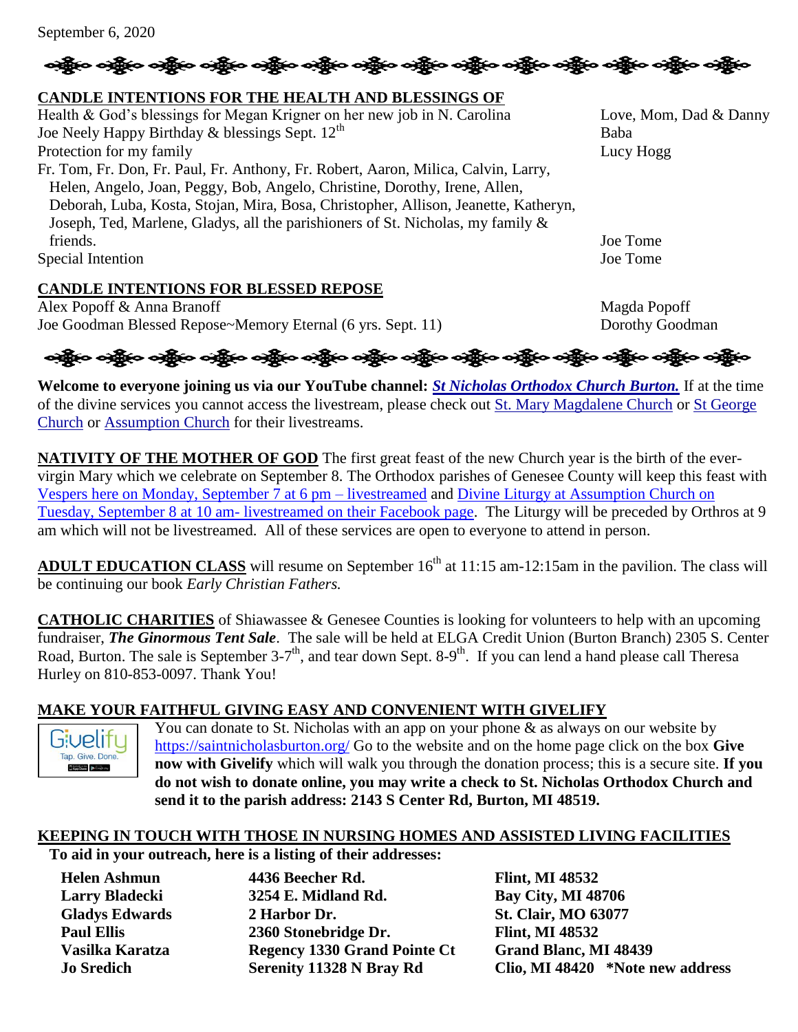September 6, 2020

## CANDLE INTENTIONS FOR THE HEALTH AND BLESSINGS OF

| | |
|---|---|
| Health & God's blessings for Megan Krigner on her new job in N. Carolina | Love, Mom, Dad & Danny |
| Joe Neely Happy Birthday & blessings Sept. 12th | Baba |
| Protection for my family | Lucy Hogg |
| Fr. Tom, Fr. Don, Fr. Paul, Fr. Anthony, Fr. Robert, Aaron, Milica, Calvin, Larry, Helen, Angelo, Joan, Peggy, Bob, Angelo, Christine, Dorothy, Irene, Allen, Deborah, Luba, Kosta, Stojan, Mira, Bosa, Christopher, Allison, Jeanette, Katheryn, Joseph, Ted, Marlene, Gladys, all the parishioners of St. Nicholas, my family & friends. | Joe Tome |
| Special Intention | Joe Tome |

## CANDLE INTENTIONS FOR BLESSED REPOSE

| | |
|---|---|
| Alex Popoff & Anna Branoff | Magda Popoff |
| Joe Goodman Blessed Repose~Memory Eternal (6 yrs. Sept. 11) | Dorothy Goodman |

**Welcome to everyone joining us via our YouTube channel: *St Nicholas Orthodox Church Burton.*** If at the time of the divine services you cannot access the livestream, please check out St. Mary Magdalene Church or St George Church or Assumption Church for their livestreams.

**NATIVITY OF THE MOTHER OF GOD** The first great feast of the new Church year is the birth of the ever-virgin Mary which we celebrate on September 8. The Orthodox parishes of Genesee County will keep this feast with Vespers here on Monday, September 7 at 6 pm – livestreamed and Divine Liturgy at Assumption Church on Tuesday, September 8 at 10 am- livestreamed on their Facebook page. The Liturgy will be preceded by Orthros at 9 am which will not be livestreamed. All of these services are open to everyone to attend in person.

**ADULT EDUCATION CLASS** will resume on September 16th at 11:15 am-12:15am in the pavilion. The class will be continuing our book *Early Christian Fathers.*

**CATHOLIC CHARITIES** of Shiawassee & Genesee Counties is looking for volunteers to help with an upcoming fundraiser, ***The Ginormous Tent Sale***. The sale will be held at ELGA Credit Union (Burton Branch) 2305 S. Center Road, Burton. The sale is September 3-7th, and tear down Sept. 8-9th. If you can lend a hand please call Theresa Hurley on 810-853-0097. Thank You!

## MAKE YOUR FAITHFUL GIVING EASY AND CONVENIENT WITH GIVELIFY

Givelify Tap. Give. Done.

You can donate to St. Nicholas with an app on your phone & as always on our website by https://saintnicholasburton.org/ Go to the website and on the home page click on the box **Give now with Givelify** which will walk you through the donation process; this is a secure site. **If you do not wish to donate online, you may write a check to St. Nicholas Orthodox Church and send it to the parish address: 2143 S Center Rd, Burton, MI 48519.**

## KEEPING IN TOUCH WITH THOSE IN NURSING HOMES AND ASSISTED LIVING FACILITIES

**To aid in your outreach, here is a listing of their addresses:**

| | | |
|---|---|---|
| **Helen Ashmun** | **4436 Beecher Rd.** | **Flint, MI 48532** |
| **Larry Bladecki** | **3254 E. Midland Rd.** | **Bay City, MI 48706** |
| **Gladys Edwards** | **2 Harbor Dr.** | **St. Clair, MO 63077** |
| **Paul Ellis** | **2360 Stonebridge Dr.** | **Flint, MI 48532** |
| **Vasilka Karatza** | **Regency 1330 Grand Pointe Ct** | **Grand Blanc, MI 48439** |
| **Jo Sredich** | **Serenity 11328 N Bray Rd** | **Clio, MI 48420 \*Note new address** |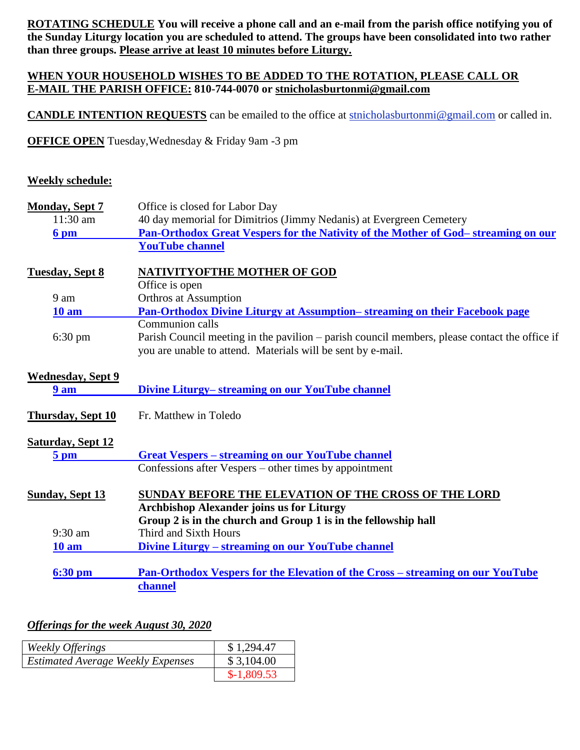**ROTATING SCHEDULE You will receive a phone call and an e-mail from the parish office notifying you of the Sunday Liturgy location you are scheduled to attend. The groups have been consolidated into two rather than three groups. Please arrive at least 10 minutes before Liturgy.**

**WHEN YOUR HOUSEHOLD WISHES TO BE ADDED TO THE ROTATION, PLEASE CALL OR E-MAIL THE PARISH OFFICE: 810-744-0070 or stnicholasburtonmi@gmail.com**

**CANDLE INTENTION REQUESTS** can be emailed to the office at stnicholasburtonmi@gmail.com or called in.

**OFFICE OPEN** Tuesday,Wednesday & Friday 9am -3 pm

**Weekly schedule:**

**Monday, Sept 7** — Office is closed for Labor Day

- 11:30 am — 40 day memorial for Dimitrios (Jimmy Nedanis) at Evergreen Cemetery
- **6 pm** — **Pan-Orthodox Great Vespers for the Nativity of the Mother of God– streaming on our YouTube channel**

**Tuesday, Sept 8** — **NATIVITYOFTHE MOTHER OF GOD**

Office is open

- 9 am — Orthros at Assumption
- **10 am** — **Pan-Orthodox Divine Liturgy at Assumption– streaming on their Facebook page**

  Communion calls
- 6:30 pm — Parish Council meeting in the pavilion – parish council members, please contact the office if you are unable to attend. Materials will be sent by e-mail.

**Wednesday, Sept 9**

- **9 am** — **Divine Liturgy– streaming on our YouTube channel**

**Thursday, Sept 10** — Fr. Matthew in Toledo

**Saturday, Sept 12**

- **5 pm** — **Great Vespers – streaming on our YouTube channel**

  Confessions after Vespers – other times by appointment

**Sunday, Sept 13** — **SUNDAY BEFORE THE ELEVATION OF THE CROSS OF THE LORD**

**Archbishop Alexander joins us for Liturgy**

**Group 2 is in the church and Group 1 is in the fellowship hall**

- 9:30 am — Third and Sixth Hours
- **10 am** — **Divine Liturgy – streaming on our YouTube channel**
- **6:30 pm** — **Pan-Orthodox Vespers for the Elevation of the Cross – streaming on our YouTube channel**

***Offerings for the week August 30, 2020***

| | |
|---|---|
| *Weekly Offerings* | $ 1,294.47 |
| *Estimated Average Weekly Expenses* | $ 3,104.00 |
| | $-1,809.53 |